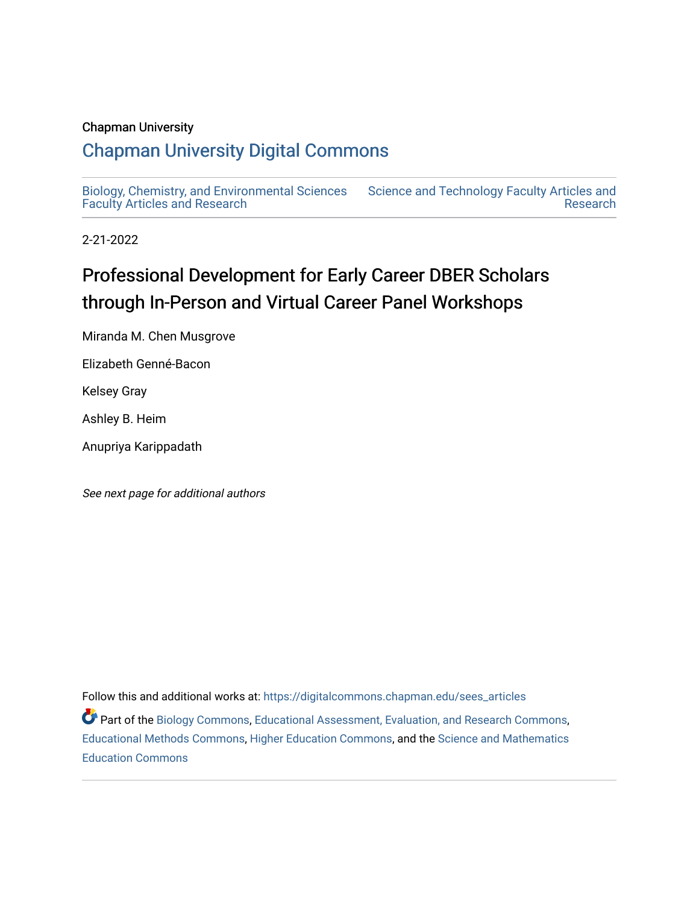Chapman University

# Chapman University Digital Commons

Biology, Chemistry, and Environmental Sciences Faculty Articles and Research

Science and Technology Faculty Articles and Research

2-21-2022

# Professional Development for Early Career DBER Scholars through In-Person and Virtual Career Panel Workshops

Miranda M. Chen Musgrove

Elizabeth Genné-Bacon

Kelsey Gray

Ashley B. Heim

Anupriya Karippadath

*See next page for additional authors*

Follow this and additional works at: https://digitalcommons.chapman.edu/sees_articles

Part of the Biology Commons, Educational Assessment, Evaluation, and Research Commons, Educational Methods Commons, Higher Education Commons, and the Science and Mathematics Education Commons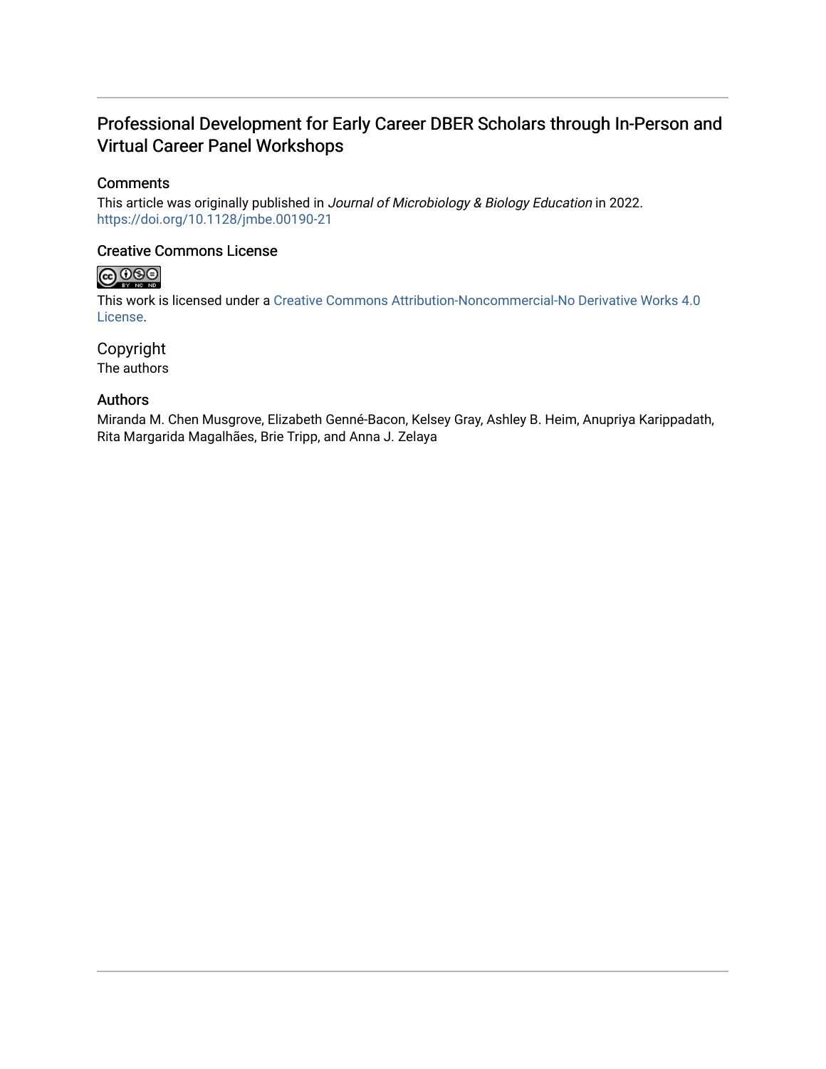## Professional Development for Early Career DBER Scholars through In-Person and Virtual Career Panel Workshops

### Comments

This article was originally published in *Journal of Microbiology & Biology Education* in 2022. https://doi.org/10.1128/jmbe.00190-21

### Creative Commons License

This work is licensed under a Creative Commons Attribution-Noncommercial-No Derivative Works 4.0 License.

### Copyright

The authors

### Authors

Miranda M. Chen Musgrove, Elizabeth Genné-Bacon, Kelsey Gray, Ashley B. Heim, Anupriya Karippadath, Rita Margarida Magalhães, Brie Tripp, and Anna J. Zelaya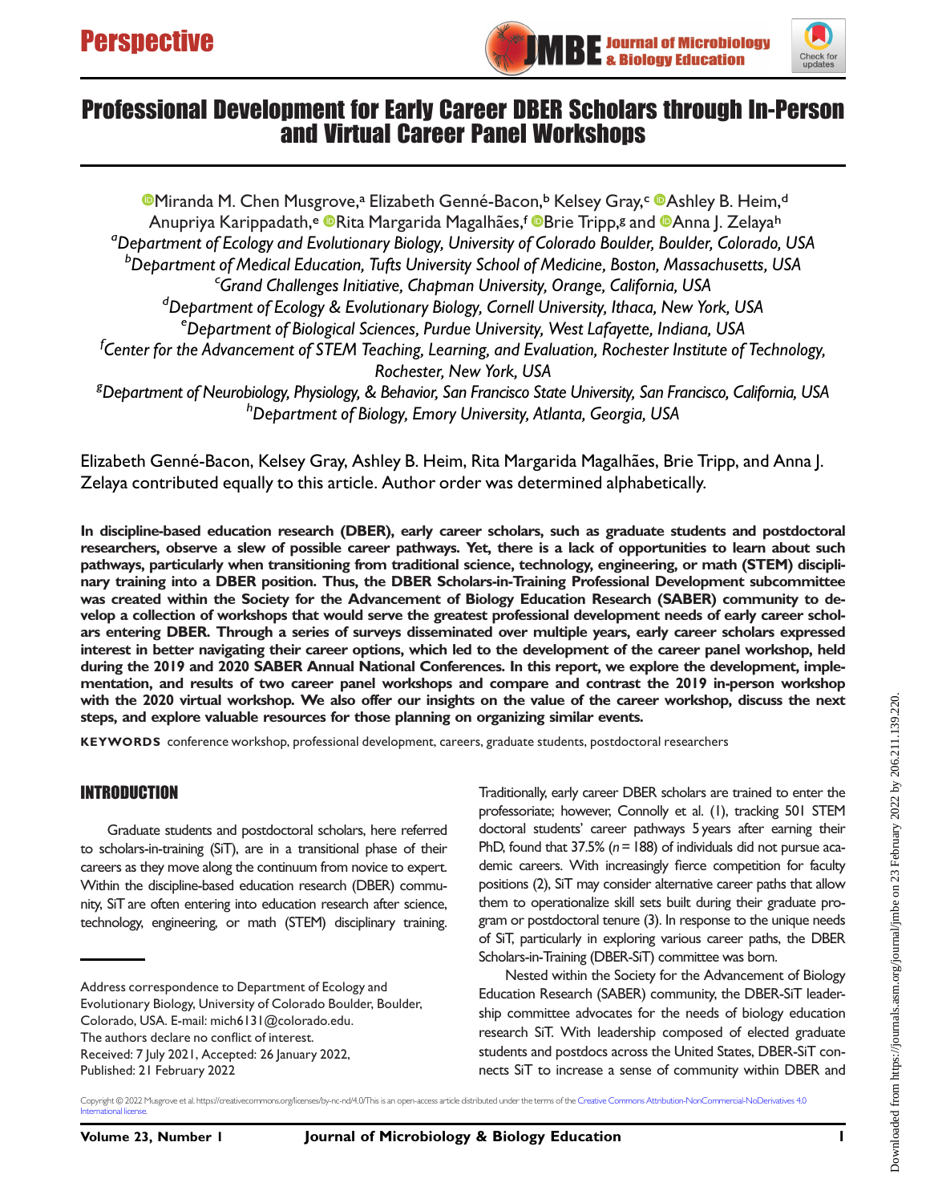# Professional Development for Early Career DBER Scholars through In-Person and Virtual Career Panel Workshops

Miranda M. Chen Musgrove,[a] Elizabeth Genné-Bacon,[b] Kelsey Gray,[c] Ashley B. Heim,[d] Anupriya Karippadath,[e] Rita Margarida Magalhães,[f] Brie Tripp,[g] and Anna J. Zelaya[h]

[a]*Department of Ecology and Evolutionary Biology, University of Colorado Boulder, Boulder, Colorado, USA*
[b]*Department of Medical Education, Tufts University School of Medicine, Boston, Massachusetts, USA*
[c]*Grand Challenges Initiative, Chapman University, Orange, California, USA*
[d]*Department of Ecology & Evolutionary Biology, Cornell University, Ithaca, New York, USA*
[e]*Department of Biological Sciences, Purdue University, West Lafayette, Indiana, USA*
[f]*Center for the Advancement of STEM Teaching, Learning, and Evaluation, Rochester Institute of Technology, Rochester, New York, USA*
[g]*Department of Neurobiology, Physiology, & Behavior, San Francisco State University, San Francisco, California, USA*
[h]*Department of Biology, Emory University, Atlanta, Georgia, USA*

Elizabeth Genné-Bacon, Kelsey Gray, Ashley B. Heim, Rita Margarida Magalhães, Brie Tripp, and Anna J. Zelaya contributed equally to this article. Author order was determined alphabetically.

**In discipline-based education research (DBER), early career scholars, such as graduate students and postdoctoral researchers, observe a slew of possible career pathways. Yet, there is a lack of opportunities to learn about such pathways, particularly when transitioning from traditional science, technology, engineering, or math (STEM) disciplinary training into a DBER position. Thus, the DBER Scholars-in-Training Professional Development subcommittee was created within the Society for the Advancement of Biology Education Research (SABER) community to develop a collection of workshops that would serve the greatest professional development needs of early career scholars entering DBER. Through a series of surveys disseminated over multiple years, early career scholars expressed interest in better navigating their career options, which led to the development of the career panel workshop, held during the 2019 and 2020 SABER Annual National Conferences. In this report, we explore the development, implementation, and results of two career panel workshops and compare and contrast the 2019 in-person workshop with the 2020 virtual workshop. We also offer our insights on the value of the career workshop, discuss the next steps, and explore valuable resources for those planning on organizing similar events.**

**KEYWORDS** conference workshop, professional development, careers, graduate students, postdoctoral researchers

## INTRODUCTION

Graduate students and postdoctoral scholars, here referred to scholars-in-training (SiT), are in a transitional phase of their careers as they move along the continuum from novice to expert. Within the discipline-based education research (DBER) community, SiT are often entering into education research after science, technology, engineering, or math (STEM) disciplinary training. Traditionally, early career DBER scholars are trained to enter the professoriate; however, Connolly et al. (1), tracking 501 STEM doctoral students' career pathways 5 years after earning their PhD, found that 37.5% ($n = 188$) of individuals did not pursue academic careers. With increasingly fierce competition for faculty positions (2), SiT may consider alternative career paths that allow them to operationalize skill sets built during their graduate program or postdoctoral tenure (3). In response to the unique needs of SiT, particularly in exploring various career paths, the DBER Scholars-in-Training (DBER-SiT) committee was born.

Nested within the Society for the Advancement of Biology Education Research (SABER) community, the DBER-SiT leadership committee advocates for the needs of biology education research SiT. With leadership composed of elected graduate students and postdocs across the United States, DBER-SiT connects SiT to increase a sense of community within DBER and

Address correspondence to Department of Ecology and Evolutionary Biology, University of Colorado Boulder, Boulder, Colorado, USA. E-mail: mich6131@colorado.edu.
The authors declare no conflict of interest.
Received: 7 July 2021, Accepted: 26 January 2022,
Published: 21 February 2022

Copyright © 2022 Musgrove et al. https://creativecommons.org/licenses/by-nc-nd/4.0/This is an open-access article distributed under the terms of the Creative Commons Attribution-NonCommercial-NoDerivatives 4.0 International license.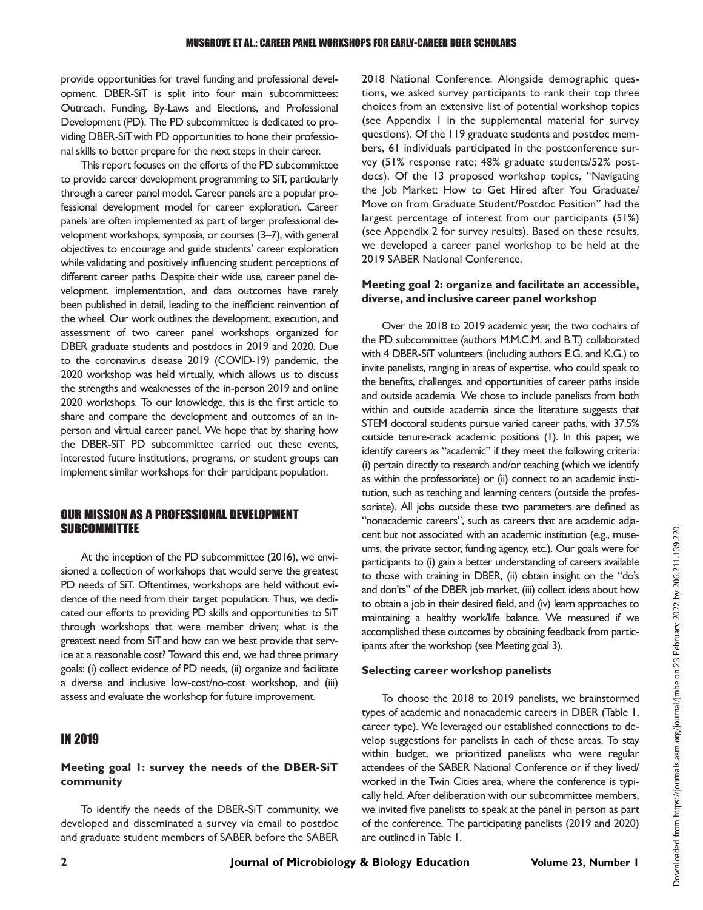provide opportunities for travel funding and professional development. DBER-SiT is split into four main subcommittees: Outreach, Funding, By-Laws and Elections, and Professional Development (PD). The PD subcommittee is dedicated to providing DBER-SiT with PD opportunities to hone their professional skills to better prepare for the next steps in their career.

This report focuses on the efforts of the PD subcommittee to provide career development programming to SiT, particularly through a career panel model. Career panels are a popular professional development model for career exploration. Career panels are often implemented as part of larger professional development workshops, symposia, or courses (3–7), with general objectives to encourage and guide students' career exploration while validating and positively influencing student perceptions of different career paths. Despite their wide use, career panel development, implementation, and data outcomes have rarely been published in detail, leading to the inefficient reinvention of the wheel. Our work outlines the development, execution, and assessment of two career panel workshops organized for DBER graduate students and postdocs in 2019 and 2020. Due to the coronavirus disease 2019 (COVID-19) pandemic, the 2020 workshop was held virtually, which allows us to discuss the strengths and weaknesses of the in-person 2019 and online 2020 workshops. To our knowledge, this is the first article to share and compare the development and outcomes of an in-person and virtual career panel. We hope that by sharing how the DBER-SiT PD subcommittee carried out these events, interested future institutions, programs, or student groups can implement similar workshops for their participant population.

## OUR MISSION AS A PROFESSIONAL DEVELOPMENT SUBCOMMITTEE

At the inception of the PD subcommittee (2016), we envisioned a collection of workshops that would serve the greatest PD needs of SiT. Oftentimes, workshops are held without evidence of the need from their target population. Thus, we dedicated our efforts to providing PD skills and opportunities to SiT through workshops that were member driven; what is the greatest need from SiT and how can we best provide that service at a reasonable cost? Toward this end, we had three primary goals: (i) collect evidence of PD needs, (ii) organize and facilitate a diverse and inclusive low-cost/no-cost workshop, and (iii) assess and evaluate the workshop for future improvement.

## IN 2019

### Meeting goal 1: survey the needs of the DBER-SiT community

To identify the needs of the DBER-SiT community, we developed and disseminated a survey via email to postdoc and graduate student members of SABER before the SABER 2018 National Conference. Alongside demographic questions, we asked survey participants to rank their top three choices from an extensive list of potential workshop topics (see Appendix 1 in the supplemental material for survey questions). Of the 119 graduate students and postdoc members, 61 individuals participated in the postconference survey (51% response rate; 48% graduate students/52% postdocs). Of the 13 proposed workshop topics, "Navigating the Job Market: How to Get Hired after You Graduate/ Move on from Graduate Student/Postdoc Position" had the largest percentage of interest from our participants (51%) (see Appendix 2 for survey results). Based on these results, we developed a career panel workshop to be held at the 2019 SABER National Conference.

### Meeting goal 2: organize and facilitate an accessible, diverse, and inclusive career panel workshop

Over the 2018 to 2019 academic year, the two cochairs of the PD subcommittee (authors M.M.C.M. and B.T.) collaborated with 4 DBER-SiT volunteers (including authors E.G. and K.G.) to invite panelists, ranging in areas of expertise, who could speak to the benefits, challenges, and opportunities of career paths inside and outside academia. We chose to include panelists from both within and outside academia since the literature suggests that STEM doctoral students pursue varied career paths, with 37.5% outside tenure-track academic positions (1). In this paper, we identify careers as "academic" if they meet the following criteria: (i) pertain directly to research and/or teaching (which we identify as within the professoriate) or (ii) connect to an academic institution, such as teaching and learning centers (outside the professoriate). All jobs outside these two parameters are defined as "nonacademic careers", such as careers that are academic adjacent but not associated with an academic institution (e.g., museums, the private sector, funding agency, etc.). Our goals were for participants to (i) gain a better understanding of careers available to those with training in DBER, (ii) obtain insight on the "do's and don'ts" of the DBER job market, (iii) collect ideas about how to obtain a job in their desired field, and (iv) learn approaches to maintaining a healthy work/life balance. We measured if we accomplished these outcomes by obtaining feedback from participants after the workshop (see Meeting goal 3).

### Selecting career workshop panelists

To choose the 2018 to 2019 panelists, we brainstormed types of academic and nonacademic careers in DBER (Table 1, career type). We leveraged our established connections to develop suggestions for panelists in each of these areas. To stay within budget, we prioritized panelists who were regular attendees of the SABER National Conference or if they lived/ worked in the Twin Cities area, where the conference is typically held. After deliberation with our subcommittee members, we invited five panelists to speak at the panel in person as part of the conference. The participating panelists (2019 and 2020) are outlined in Table 1.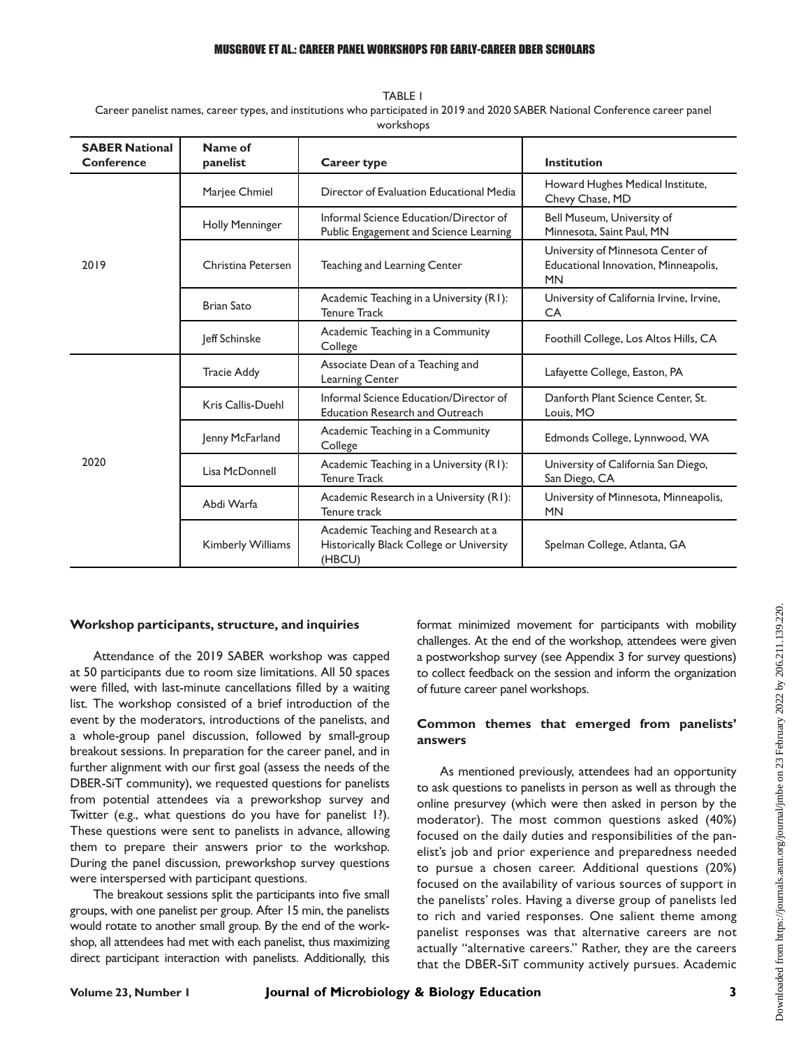TABLE 1

Career panelist names, career types, and institutions who participated in 2019 and 2020 SABER National Conference career panel workshops

| SABER National Conference | Name of panelist | Career type | Institution |
|---|---|---|---|
| 2019 | Marjee Chmiel | Director of Evaluation Educational Media | Howard Hughes Medical Institute, Chevy Chase, MD |
| | Holly Menninger | Informal Science Education/Director of Public Engagement and Science Learning | Bell Museum, University of Minnesota, Saint Paul, MN |
| | Christina Petersen | Teaching and Learning Center | University of Minnesota Center of Educational Innovation, Minneapolis, MN |
| | Brian Sato | Academic Teaching in a University (R1): Tenure Track | University of California Irvine, Irvine, CA |
| | Jeff Schinske | Academic Teaching in a Community College | Foothill College, Los Altos Hills, CA |
| 2020 | Tracie Addy | Associate Dean of a Teaching and Learning Center | Lafayette College, Easton, PA |
| | Kris Callis-Duehl | Informal Science Education/Director of Education Research and Outreach | Danforth Plant Science Center, St. Louis, MO |
| | Jenny McFarland | Academic Teaching in a Community College | Edmonds College, Lynnwood, WA |
| | Lisa McDonnell | Academic Teaching in a University (R1): Tenure Track | University of California San Diego, San Diego, CA |
| | Abdi Warfa | Academic Research in a University (R1): Tenure track | University of Minnesota, Minneapolis, MN |
| | Kimberly Williams | Academic Teaching and Research at a Historically Black College or University (HBCU) | Spelman College, Atlanta, GA |

### Workshop participants, structure, and inquiries

Attendance of the 2019 SABER workshop was capped at 50 participants due to room size limitations. All 50 spaces were filled, with last-minute cancellations filled by a waiting list. The workshop consisted of a brief introduction of the event by the moderators, introductions of the panelists, and a whole-group panel discussion, followed by small-group breakout sessions. In preparation for the career panel, and in further alignment with our first goal (assess the needs of the DBER-SiT community), we requested questions for panelists from potential attendees via a preworkshop survey and Twitter (e.g., what questions do you have for panelist 1?). These questions were sent to panelists in advance, allowing them to prepare their answers prior to the workshop. During the panel discussion, preworkshop survey questions were interspersed with participant questions.

The breakout sessions split the participants into five small groups, with one panelist per group. After 15 min, the panelists would rotate to another small group. By the end of the workshop, all attendees had met with each panelist, thus maximizing direct participant interaction with panelists. Additionally, this format minimized movement for participants with mobility challenges. At the end of the workshop, attendees were given a postworkshop survey (see Appendix 3 for survey questions) to collect feedback on the session and inform the organization of future career panel workshops.

### Common themes that emerged from panelists' answers

As mentioned previously, attendees had an opportunity to ask questions to panelists in person as well as through the online presurvey (which were then asked in person by the moderator). The most common questions asked (40%) focused on the daily duties and responsibilities of the panelist's job and prior experience and preparedness needed to pursue a chosen career. Additional questions (20%) focused on the availability of various sources of support in the panelists' roles. Having a diverse group of panelists led to rich and varied responses. One salient theme among panelist responses was that alternative careers are not actually "alternative careers." Rather, they are the careers that the DBER-SiT community actively pursues. Academic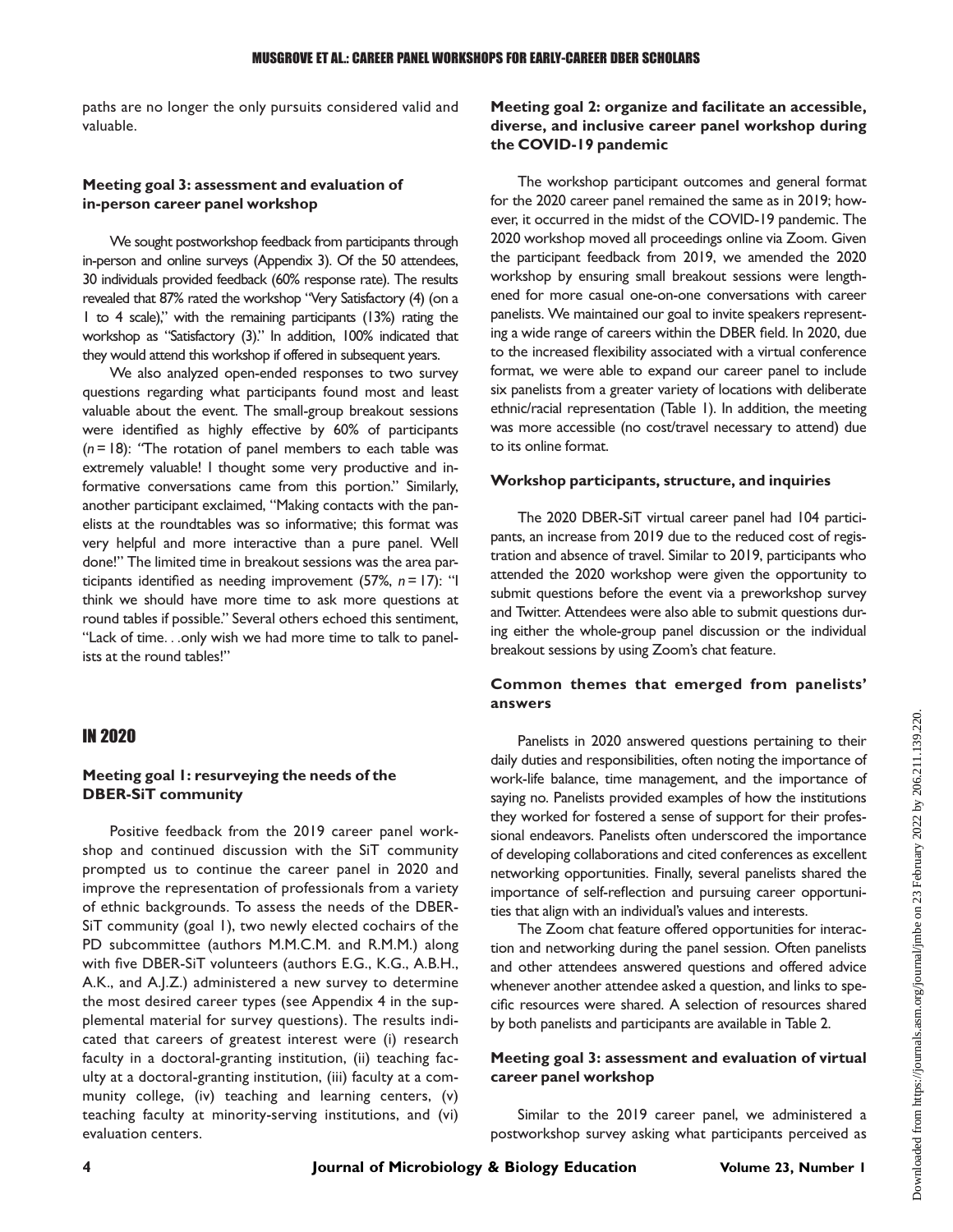paths are no longer the only pursuits considered valid and valuable.

### Meeting goal 3: assessment and evaluation of in-person career panel workshop

We sought postworkshop feedback from participants through in-person and online surveys (Appendix 3). Of the 50 attendees, 30 individuals provided feedback (60% response rate). The results revealed that 87% rated the workshop "Very Satisfactory (4) (on a 1 to 4 scale)," with the remaining participants (13%) rating the workshop as "Satisfactory (3)." In addition, 100% indicated that they would attend this workshop if offered in subsequent years.

We also analyzed open-ended responses to two survey questions regarding what participants found most and least valuable about the event. The small-group breakout sessions were identified as highly effective by 60% of participants ($n = 18$): "The rotation of panel members to each table was extremely valuable! I thought some very productive and informative conversations came from this portion." Similarly, another participant exclaimed, "Making contacts with the panelists at the roundtables was so informative; this format was very helpful and more interactive than a pure panel. Well done!" The limited time in breakout sessions was the area participants identified as needing improvement (57%, $n = 17$): "I think we should have more time to ask more questions at round tables if possible." Several others echoed this sentiment, "Lack of time. . .only wish we had more time to talk to panelists at the round tables!"

## IN 2020

### Meeting goal 1: resurveying the needs of the DBER-SiT community

Positive feedback from the 2019 career panel workshop and continued discussion with the SiT community prompted us to continue the career panel in 2020 and improve the representation of professionals from a variety of ethnic backgrounds. To assess the needs of the DBER-SiT community (goal 1), two newly elected cochairs of the PD subcommittee (authors M.M.C.M. and R.M.M.) along with five DBER-SiT volunteers (authors E.G., K.G., A.B.H., A.K., and A.J.Z.) administered a new survey to determine the most desired career types (see Appendix 4 in the supplemental material for survey questions). The results indicated that careers of greatest interest were (i) research faculty in a doctoral-granting institution, (ii) teaching faculty at a doctoral-granting institution, (iii) faculty at a community college, (iv) teaching and learning centers, (v) teaching faculty at minority-serving institutions, and (vi) evaluation centers.

### Meeting goal 2: organize and facilitate an accessible, diverse, and inclusive career panel workshop during the COVID-19 pandemic

The workshop participant outcomes and general format for the 2020 career panel remained the same as in 2019; however, it occurred in the midst of the COVID-19 pandemic. The 2020 workshop moved all proceedings online via Zoom. Given the participant feedback from 2019, we amended the 2020 workshop by ensuring small breakout sessions were lengthened for more casual one-on-one conversations with career panelists. We maintained our goal to invite speakers representing a wide range of careers within the DBER field. In 2020, due to the increased flexibility associated with a virtual conference format, we were able to expand our career panel to include six panelists from a greater variety of locations with deliberate ethnic/racial representation (Table 1). In addition, the meeting was more accessible (no cost/travel necessary to attend) due to its online format.

#### Workshop participants, structure, and inquiries

The 2020 DBER-SiT virtual career panel had 104 participants, an increase from 2019 due to the reduced cost of registration and absence of travel. Similar to 2019, participants who attended the 2020 workshop were given the opportunity to submit questions before the event via a preworkshop survey and Twitter. Attendees were also able to submit questions during either the whole-group panel discussion or the individual breakout sessions by using Zoom's chat feature.

### Common themes that emerged from panelists' answers

Panelists in 2020 answered questions pertaining to their daily duties and responsibilities, often noting the importance of work-life balance, time management, and the importance of saying no. Panelists provided examples of how the institutions they worked for fostered a sense of support for their professional endeavors. Panelists often underscored the importance of developing collaborations and cited conferences as excellent networking opportunities. Finally, several panelists shared the importance of self-reflection and pursuing career opportunities that align with an individual's values and interests.

The Zoom chat feature offered opportunities for interaction and networking during the panel session. Often panelists and other attendees answered questions and offered advice whenever another attendee asked a question, and links to specific resources were shared. A selection of resources shared by both panelists and participants are available in Table 2.

### Meeting goal 3: assessment and evaluation of virtual career panel workshop

Similar to the 2019 career panel, we administered a postworkshop survey asking what participants perceived as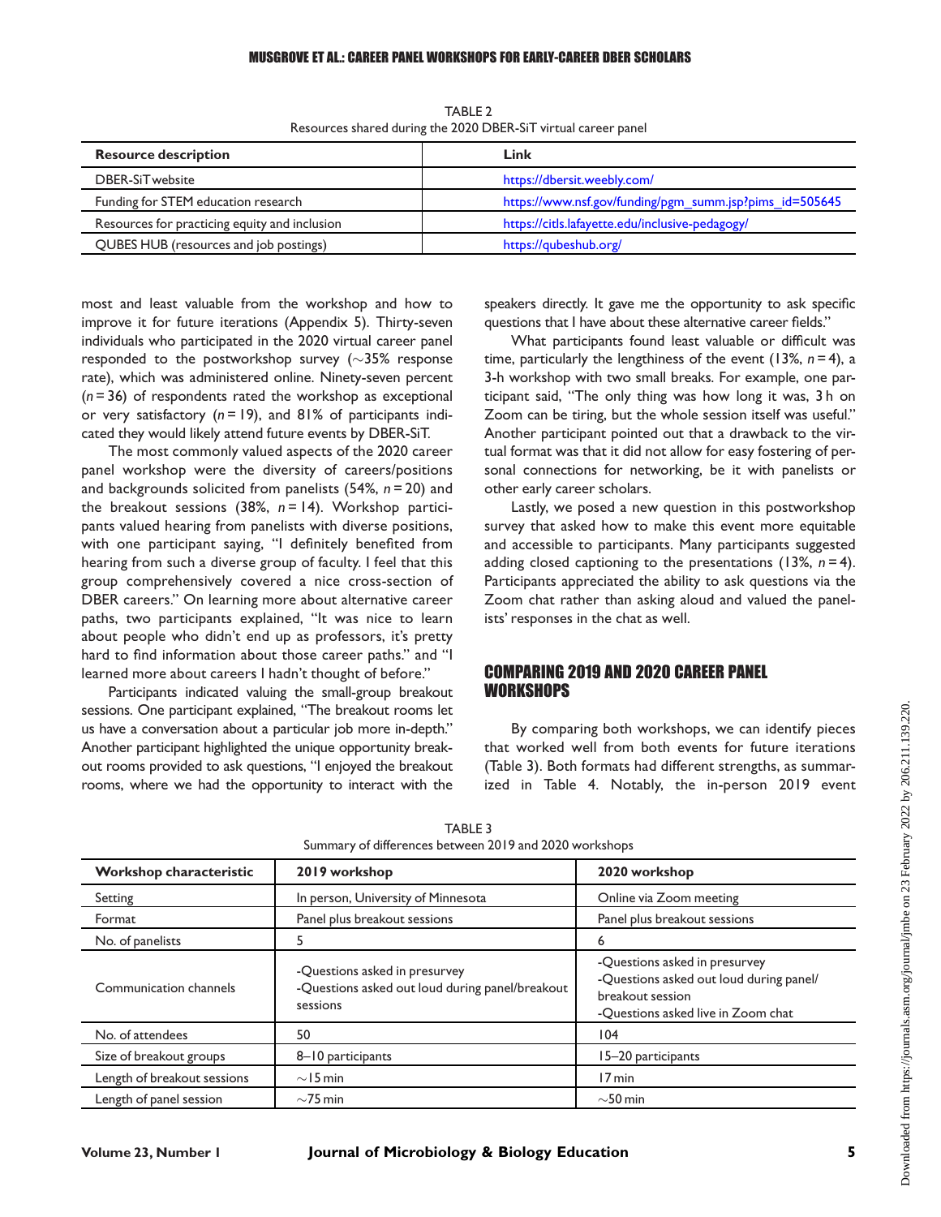TABLE 2
Resources shared during the 2020 DBER-SiT virtual career panel

| Resource description | Link |
| --- | --- |
| DBER-SiT website | https://dbersit.weebly.com/ |
| Funding for STEM education research | https://www.nsf.gov/funding/pgm_summ.jsp?pims_id=505645 |
| Resources for practicing equity and inclusion | https://citls.lafayette.edu/inclusive-pedagogy/ |
| QUBES HUB (resources and job postings) | https://qubeshub.org/ |

most and least valuable from the workshop and how to improve it for future iterations (Appendix 5). Thirty-seven individuals who participated in the 2020 virtual career panel responded to the postworkshop survey (~35% response rate), which was administered online. Ninety-seven percent ($n = 36$) of respondents rated the workshop as exceptional or very satisfactory ($n = 19$), and 81% of participants indicated they would likely attend future events by DBER-SiT.

The most commonly valued aspects of the 2020 career panel workshop were the diversity of careers/positions and backgrounds solicited from panelists (54%, $n = 20$) and the breakout sessions (38%, $n = 14$). Workshop participants valued hearing from panelists with diverse positions, with one participant saying, "I definitely benefited from hearing from such a diverse group of faculty. I feel that this group comprehensively covered a nice cross-section of DBER careers." On learning more about alternative career paths, two participants explained, "It was nice to learn about people who didn't end up as professors, it's pretty hard to find information about those career paths." and "I learned more about careers I hadn't thought of before."

Participants indicated valuing the small-group breakout sessions. One participant explained, "The breakout rooms let us have a conversation about a particular job more in-depth." Another participant highlighted the unique opportunity breakout rooms provided to ask questions, "I enjoyed the breakout rooms, where we had the opportunity to interact with the speakers directly. It gave me the opportunity to ask specific questions that I have about these alternative career fields."

What participants found least valuable or difficult was time, particularly the lengthiness of the event (13%, $n = 4$), a 3-h workshop with two small breaks. For example, one participant said, "The only thing was how long it was, 3 h on Zoom can be tiring, but the whole session itself was useful." Another participant pointed out that a drawback to the virtual format was that it did not allow for easy fostering of personal connections for networking, be it with panelists or other early career scholars.

Lastly, we posed a new question in this postworkshop survey that asked how to make this event more equitable and accessible to participants. Many participants suggested adding closed captioning to the presentations (13%, $n = 4$). Participants appreciated the ability to ask questions via the Zoom chat rather than asking aloud and valued the panelists' responses in the chat as well.

## COMPARING 2019 AND 2020 CAREER PANEL WORKSHOPS

By comparing both workshops, we can identify pieces that worked well from both events for future iterations (Table 3). Both formats had different strengths, as summarized in Table 4. Notably, the in-person 2019 event

TABLE 3
Summary of differences between 2019 and 2020 workshops

| Workshop characteristic | 2019 workshop | 2020 workshop |
| --- | --- | --- |
| Setting | In person, University of Minnesota | Online via Zoom meeting |
| Format | Panel plus breakout sessions | Panel plus breakout sessions |
| No. of panelists | 5 | 6 |
| Communication channels | -Questions asked in presurvey<br>-Questions asked out loud during panel/breakout sessions | -Questions asked in presurvey<br>-Questions asked out loud during panel/breakout session<br>-Questions asked live in Zoom chat |
| No. of attendees | 50 | 104 |
| Size of breakout groups | 8–10 participants | 15–20 participants |
| Length of breakout sessions | ~15 min | 17 min |
| Length of panel session | ~75 min | ~50 min |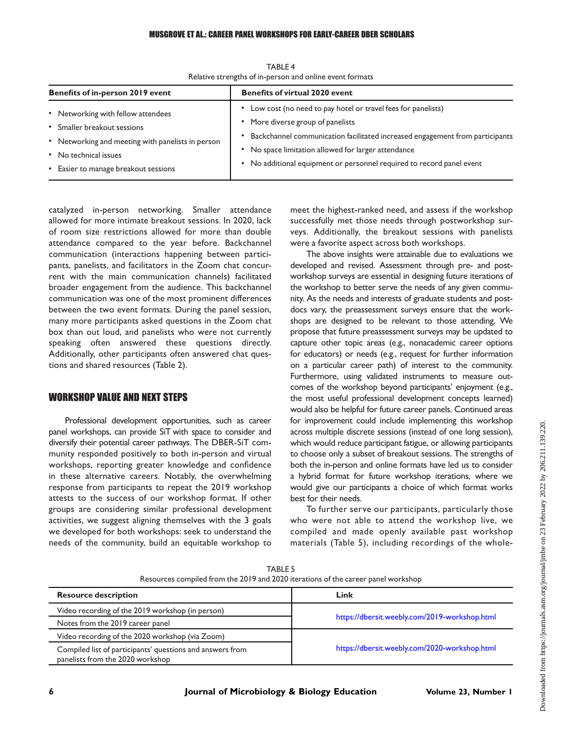TABLE 4
Relative strengths of in-person and online event formats

| Benefits of in-person 2019 event | Benefits of virtual 2020 event |
|---|---|
| • Networking with fellow attendees<br>• Smaller breakout sessions<br>• Networking and meeting with panelists in person<br>• No technical issues<br>• Easier to manage breakout sessions | • Low cost (no need to pay hotel or travel fees for panelists)<br>• More diverse group of panelists<br>• Backchannel communication facilitated increased engagement from participants<br>• No space limitation allowed for larger attendance<br>• No additional equipment or personnel required to record panel event |

catalyzed in-person networking. Smaller attendance allowed for more intimate breakout sessions. In 2020, lack of room size restrictions allowed for more than double attendance compared to the year before. Backchannel communication (interactions happening between participants, panelists, and facilitators in the Zoom chat concurrent with the main communication channels) facilitated broader engagement from the audience. This backchannel communication was one of the most prominent differences between the two event formats. During the panel session, many more participants asked questions in the Zoom chat box than out loud, and panelists who were not currently speaking often answered these questions directly. Additionally, other participants often answered chat questions and shared resources (Table 2).

## WORKSHOP VALUE AND NEXT STEPS

Professional development opportunities, such as career panel workshops, can provide SiT with space to consider and diversify their potential career pathways. The DBER-SiT community responded positively to both in-person and virtual workshops, reporting greater knowledge and confidence in these alternative careers. Notably, the overwhelming response from participants to repeat the 2019 workshop attests to the success of our workshop format. If other groups are considering similar professional development activities, we suggest aligning themselves with the 3 goals we developed for both workshops: seek to understand the needs of the community, build an equitable workshop to meet the highest-ranked need, and assess if the workshop successfully met those needs through postworkshop surveys. Additionally, the breakout sessions with panelists were a favorite aspect across both workshops.

The above insights were attainable due to evaluations we developed and revised. Assessment through pre- and post-workshop surveys are essential in designing future iterations of the workshop to better serve the needs of any given community. As the needs and interests of graduate students and postdocs vary, the preassessment surveys ensure that the workshops are designed to be relevant to those attending. We propose that future preassessment surveys may be updated to capture other topic areas (e.g., nonacademic career options for educators) or needs (e.g., request for further information on a particular career path) of interest to the community. Furthermore, using validated instruments to measure outcomes of the workshop beyond participants' enjoyment (e.g., the most useful professional development concepts learned) would also be helpful for future career panels. Continued areas for improvement could include implementing this workshop across multiple discrete sessions (instead of one long session), which would reduce participant fatigue, or allowing participants to choose only a subset of breakout sessions. The strengths of both the in-person and online formats have led us to consider a hybrid format for future workshop iterations, where we would give our participants a choice of which format works best for their needs.

To further serve our participants, particularly those who were not able to attend the workshop live, we compiled and made openly available past workshop materials (Table 5), including recordings of the whole-

TABLE 5
Resources compiled from the 2019 and 2020 iterations of the career panel workshop

| Resource description | Link |
|---|---|
| Video recording of the 2019 workshop (in person) | https://dbersit.weebly.com/2019-workshop.html |
| Notes from the 2019 career panel | |
| Video recording of the 2020 workshop (via Zoom) | https://dbersit.weebly.com/2020-workshop.html |
| Compiled list of participants' questions and answers from panelists from the 2020 workshop | |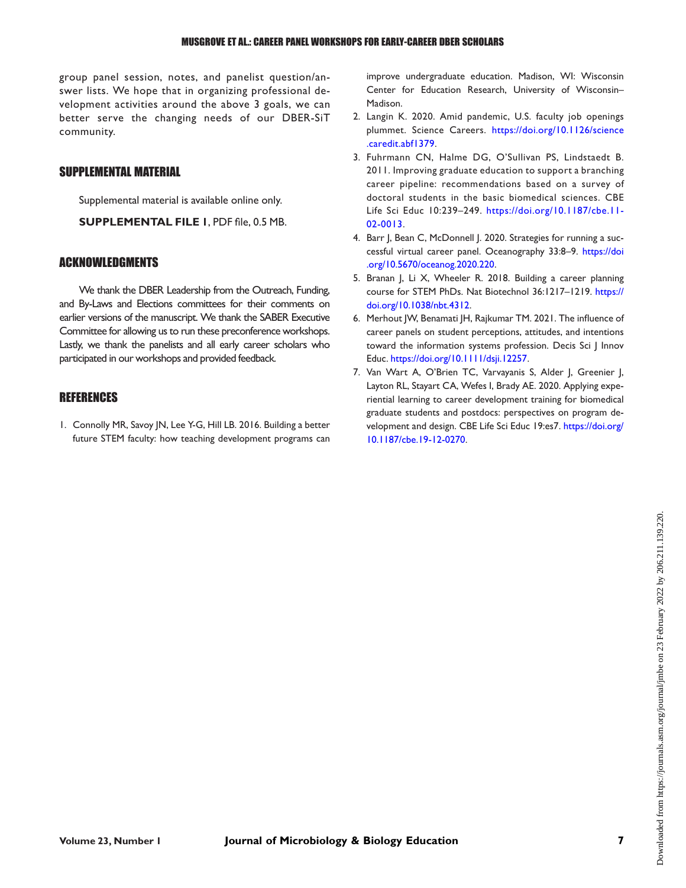group panel session, notes, and panelist question/answer lists. We hope that in organizing professional development activities around the above 3 goals, we can better serve the changing needs of our DBER-SiT community.

## SUPPLEMENTAL MATERIAL

Supplemental material is available online only.

**SUPPLEMENTAL FILE 1**, PDF file, 0.5 MB.

## ACKNOWLEDGMENTS

We thank the DBER Leadership from the Outreach, Funding, and By-Laws and Elections committees for their comments on earlier versions of the manuscript. We thank the SABER Executive Committee for allowing us to run these preconference workshops. Lastly, we thank the panelists and all early career scholars who participated in our workshops and provided feedback.

## REFERENCES

1. Connolly MR, Savoy JN, Lee Y-G, Hill LB. 2016. Building a better future STEM faculty: how teaching development programs can improve undergraduate education. Madison, WI: Wisconsin Center for Education Research, University of Wisconsin–Madison.
2. Langin K. 2020. Amid pandemic, U.S. faculty job openings plummet. Science Careers. https://doi.org/10.1126/science.caredit.abf1379.
3. Fuhrmann CN, Halme DG, O'Sullivan PS, Lindstaedt B. 2011. Improving graduate education to support a branching career pipeline: recommendations based on a survey of doctoral students in the basic biomedical sciences. CBE Life Sci Educ 10:239–249. https://doi.org/10.1187/cbe.11-02-0013.
4. Barr J, Bean C, McDonnell J. 2020. Strategies for running a successful virtual career panel. Oceanography 33:8–9. https://doi.org/10.5670/oceanog.2020.220.
5. Branan J, Li X, Wheeler R. 2018. Building a career planning course for STEM PhDs. Nat Biotechnol 36:1217–1219. https://doi.org/10.1038/nbt.4312.
6. Merhout JW, Benamati JH, Rajkumar TM. 2021. The influence of career panels on student perceptions, attitudes, and intentions toward the information systems profession. Decis Sci J Innov Educ. https://doi.org/10.1111/dsji.12257.
7. Van Wart A, O'Brien TC, Varvayanis S, Alder J, Greenier J, Layton RL, Stayart CA, Wefes I, Brady AE. 2020. Applying experiential learning to career development training for biomedical graduate students and postdocs: perspectives on program development and design. CBE Life Sci Educ 19:es7. https://doi.org/10.1187/cbe.19-12-0270.